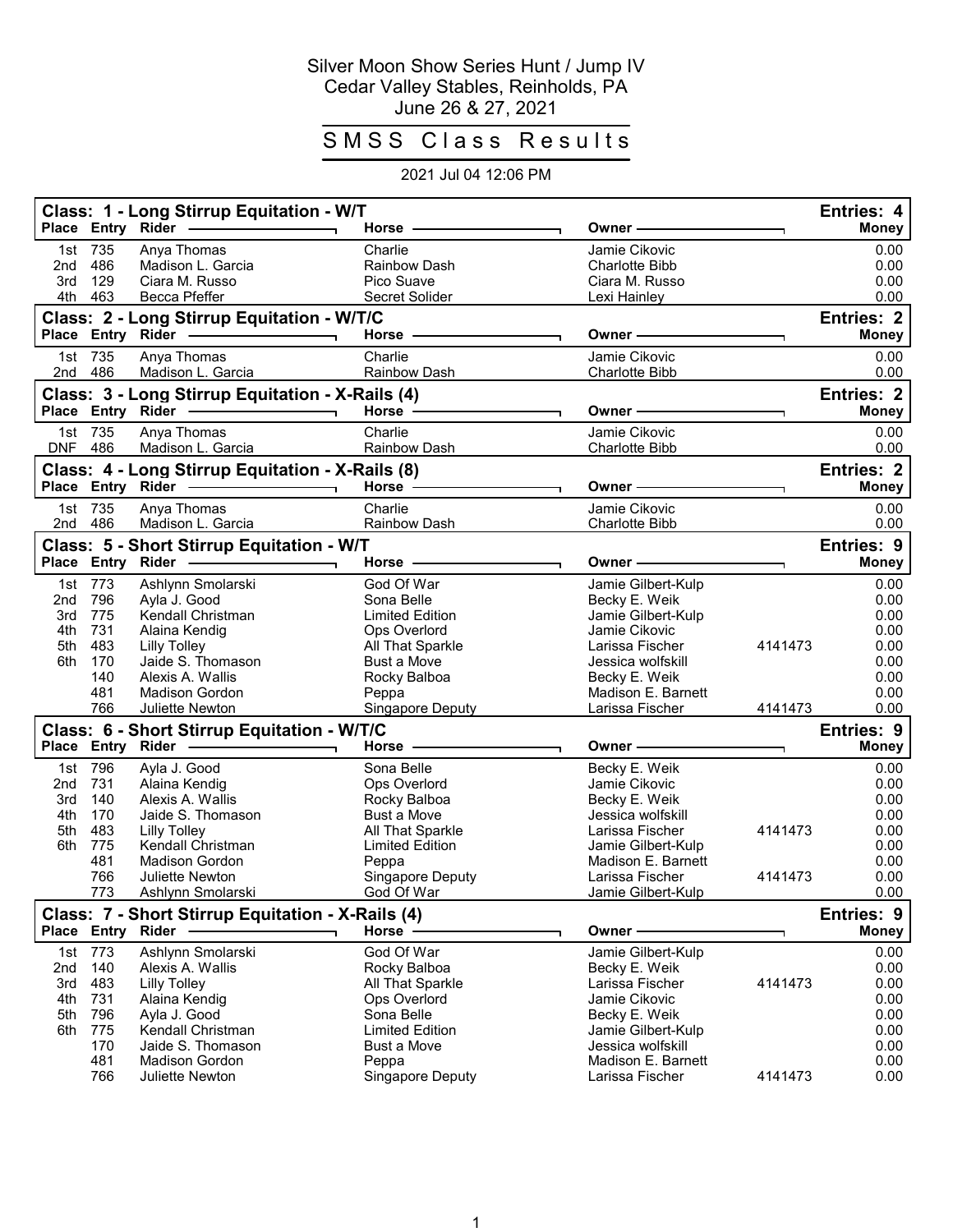# Silver Moon Show Series Hunt / Jump IV

Cedar Valley Stables, Reinholds, PA

June 26 & 27, 2021

## SMSS Class Results

2021 Jul 04 12:06 PM

### Class: 1 - Long Stirrup Equitation - W/T

Entries: 4

| Place | Entry | Rider | Horse | Owner | | Money |
|---|---|---|---|---|---|---|
| 1st | 735 | Anya Thomas | Charlie | Jamie Cikovic | | 0.00 |
| 2nd | 486 | Madison L. Garcia | Rainbow Dash | Charlotte Bibb | | 0.00 |
| 3rd | 129 | Ciara M. Russo | Pico Suave | Ciara M. Russo | | 0.00 |
| 4th | 463 | Becca Pfeffer | Secret Solider | Lexi Hainley | | 0.00 |

### Class: 2 - Long Stirrup Equitation - W/T/C

Entries: 2

| Place | Entry | Rider | Horse | Owner | | Money |
|---|---|---|---|---|---|---|
| 1st | 735 | Anya Thomas | Charlie | Jamie Cikovic | | 0.00 |
| 2nd | 486 | Madison L. Garcia | Rainbow Dash | Charlotte Bibb | | 0.00 |

### Class: 3 - Long Stirrup Equitation - X-Rails (4)

Entries: 2

| Place | Entry | Rider | Horse | Owner | | Money |
|---|---|---|---|---|---|---|
| 1st | 735 | Anya Thomas | Charlie | Jamie Cikovic | | 0.00 |
| DNF | 486 | Madison L. Garcia | Rainbow Dash | Charlotte Bibb | | 0.00 |

### Class: 4 - Long Stirrup Equitation - X-Rails (8)

Entries: 2

| Place | Entry | Rider | Horse | Owner | | Money |
|---|---|---|---|---|---|---|
| 1st | 735 | Anya Thomas | Charlie | Jamie Cikovic | | 0.00 |
| 2nd | 486 | Madison L. Garcia | Rainbow Dash | Charlotte Bibb | | 0.00 |

### Class: 5 - Short Stirrup Equitation - W/T

Entries: 9

| Place | Entry | Rider | Horse | Owner | | Money |
|---|---|---|---|---|---|---|
| 1st | 773 | Ashlynn Smolarski | God Of War | Jamie Gilbert-Kulp | | 0.00 |
| 2nd | 796 | Ayla J. Good | Sona Belle | Becky E. Weik | | 0.00 |
| 3rd | 775 | Kendall Christman | Limited Edition | Jamie Gilbert-Kulp | | 0.00 |
| 4th | 731 | Alaina Kendig | Ops Overlord | Jamie Cikovic | | 0.00 |
| 5th | 483 | Lilly Tolley | All That Sparkle | Larissa Fischer | 4141473 | 0.00 |
| 6th | 170 | Jaide S. Thomason | Bust a Move | Jessica wolfskill | | 0.00 |
| | 140 | Alexis A. Wallis | Rocky Balboa | Becky E. Weik | | 0.00 |
| | 481 | Madison Gordon | Peppa | Madison E. Barnett | | 0.00 |
| | 766 | Juliette Newton | Singapore Deputy | Larissa Fischer | 4141473 | 0.00 |

### Class: 6 - Short Stirrup Equitation - W/T/C

Entries: 9

| Place | Entry | Rider | Horse | Owner | | Money |
|---|---|---|---|---|---|---|
| 1st | 796 | Ayla J. Good | Sona Belle | Becky E. Weik | | 0.00 |
| 2nd | 731 | Alaina Kendig | Ops Overlord | Jamie Cikovic | | 0.00 |
| 3rd | 140 | Alexis A. Wallis | Rocky Balboa | Becky E. Weik | | 0.00 |
| 4th | 170 | Jaide S. Thomason | Bust a Move | Jessica wolfskill | | 0.00 |
| 5th | 483 | Lilly Tolley | All That Sparkle | Larissa Fischer | 4141473 | 0.00 |
| 6th | 775 | Kendall Christman | Limited Edition | Jamie Gilbert-Kulp | | 0.00 |
| | 481 | Madison Gordon | Peppa | Madison E. Barnett | | 0.00 |
| | 766 | Juliette Newton | Singapore Deputy | Larissa Fischer | 4141473 | 0.00 |
| | 773 | Ashlynn Smolarski | God Of War | Jamie Gilbert-Kulp | | 0.00 |

### Class: 7 - Short Stirrup Equitation - X-Rails (4)

Entries: 9

| Place | Entry | Rider | Horse | Owner | | Money |
|---|---|---|---|---|---|---|
| 1st | 773 | Ashlynn Smolarski | God Of War | Jamie Gilbert-Kulp | | 0.00 |
| 2nd | 140 | Alexis A. Wallis | Rocky Balboa | Becky E. Weik | | 0.00 |
| 3rd | 483 | Lilly Tolley | All That Sparkle | Larissa Fischer | 4141473 | 0.00 |
| 4th | 731 | Alaina Kendig | Ops Overlord | Jamie Cikovic | | 0.00 |
| 5th | 796 | Ayla J. Good | Sona Belle | Becky E. Weik | | 0.00 |
| 6th | 775 | Kendall Christman | Limited Edition | Jamie Gilbert-Kulp | | 0.00 |
| | 170 | Jaide S. Thomason | Bust a Move | Jessica wolfskill | | 0.00 |
| | 481 | Madison Gordon | Peppa | Madison E. Barnett | | 0.00 |
| | 766 | Juliette Newton | Singapore Deputy | Larissa Fischer | 4141473 | 0.00 |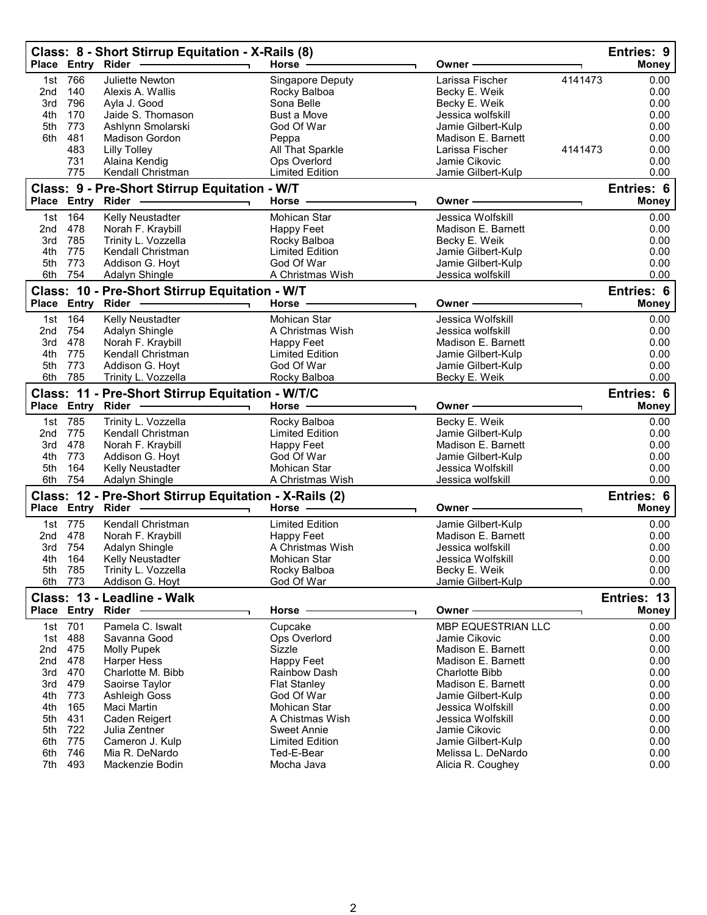## Class: 8 - Short Stirrup Equitation - X-Rails (8)

Entries: 9

| Place | Entry | Rider | Horse | Owner | | Money |
|---|---|---|---|---|---|---|
| 1st | 766 | Juliette Newton | Singapore Deputy | Larissa Fischer | 4141473 | 0.00 |
| 2nd | 140 | Alexis A. Wallis | Rocky Balboa | Becky E. Weik | | 0.00 |
| 3rd | 796 | Ayla J. Good | Sona Belle | Becky E. Weik | | 0.00 |
| 4th | 170 | Jaide S. Thomason | Bust a Move | Jessica wolfskill | | 0.00 |
| 5th | 773 | Ashlynn Smolarski | God Of War | Jamie Gilbert-Kulp | | 0.00 |
| 6th | 481 | Madison Gordon | Peppa | Madison E. Barnett | | 0.00 |
| | 483 | Lilly Tolley | All That Sparkle | Larissa Fischer | 4141473 | 0.00 |
| | 731 | Alaina Kendig | Ops Overlord | Jamie Cikovic | | 0.00 |
| | 775 | Kendall Christman | Limited Edition | Jamie Gilbert-Kulp | | 0.00 |

## Class: 9 - Pre-Short Stirrup Equitation - W/T

Entries: 6

| Place | Entry | Rider | Horse | Owner | Money |
|---|---|---|---|---|---|
| 1st | 164 | Kelly Neustadter | Mohican Star | Jessica Wolfskill | 0.00 |
| 2nd | 478 | Norah F. Kraybill | Happy Feet | Madison E. Barnett | 0.00 |
| 3rd | 785 | Trinity L. Vozzella | Rocky Balboa | Becky E. Weik | 0.00 |
| 4th | 775 | Kendall Christman | Limited Edition | Jamie Gilbert-Kulp | 0.00 |
| 5th | 773 | Addison G. Hoyt | God Of War | Jamie Gilbert-Kulp | 0.00 |
| 6th | 754 | Adalyn Shingle | A Christmas Wish | Jessica wolfskill | 0.00 |

## Class: 10 - Pre-Short Stirrup Equitation - W/T

Entries: 6

| Place | Entry | Rider | Horse | Owner | Money |
|---|---|---|---|---|---|
| 1st | 164 | Kelly Neustadter | Mohican Star | Jessica Wolfskill | 0.00 |
| 2nd | 754 | Adalyn Shingle | A Christmas Wish | Jessica wolfskill | 0.00 |
| 3rd | 478 | Norah F. Kraybill | Happy Feet | Madison E. Barnett | 0.00 |
| 4th | 775 | Kendall Christman | Limited Edition | Jamie Gilbert-Kulp | 0.00 |
| 5th | 773 | Addison G. Hoyt | God Of War | Jamie Gilbert-Kulp | 0.00 |
| 6th | 785 | Trinity L. Vozzella | Rocky Balboa | Becky E. Weik | 0.00 |

## Class: 11 - Pre-Short Stirrup Equitation - W/T/C

Entries: 6

| Place | Entry | Rider | Horse | Owner | Money |
|---|---|---|---|---|---|
| 1st | 785 | Trinity L. Vozzella | Rocky Balboa | Becky E. Weik | 0.00 |
| 2nd | 775 | Kendall Christman | Limited Edition | Jamie Gilbert-Kulp | 0.00 |
| 3rd | 478 | Norah F. Kraybill | Happy Feet | Madison E. Barnett | 0.00 |
| 4th | 773 | Addison G. Hoyt | God Of War | Jamie Gilbert-Kulp | 0.00 |
| 5th | 164 | Kelly Neustadter | Mohican Star | Jessica Wolfskill | 0.00 |
| 6th | 754 | Adalyn Shingle | A Christmas Wish | Jessica wolfskill | 0.00 |

## Class: 12 - Pre-Short Stirrup Equitation - X-Rails (2)

Entries: 6

| Place | Entry | Rider | Horse | Owner | Money |
|---|---|---|---|---|---|
| 1st | 775 | Kendall Christman | Limited Edition | Jamie Gilbert-Kulp | 0.00 |
| 2nd | 478 | Norah F. Kraybill | Happy Feet | Madison E. Barnett | 0.00 |
| 3rd | 754 | Adalyn Shingle | A Christmas Wish | Jessica wolfskill | 0.00 |
| 4th | 164 | Kelly Neustadter | Mohican Star | Jessica Wolfskill | 0.00 |
| 5th | 785 | Trinity L. Vozzella | Rocky Balboa | Becky E. Weik | 0.00 |
| 6th | 773 | Addison G. Hoyt | God Of War | Jamie Gilbert-Kulp | 0.00 |

## Class: 13 - Leadline - Walk

Entries: 13

| Place | Entry | Rider | Horse | Owner | Money |
|---|---|---|---|---|---|
| 1st | 701 | Pamela C. Iswalt | Cupcake | MBP EQUESTRIAN LLC | 0.00 |
| 1st | 488 | Savanna Good | Ops Overlord | Jamie Cikovic | 0.00 |
| 2nd | 475 | Molly Pupek | Sizzle | Madison E. Barnett | 0.00 |
| 2nd | 478 | Harper Hess | Happy Feet | Madison E. Barnett | 0.00 |
| 3rd | 470 | Charlotte M. Bibb | Rainbow Dash | Charlotte Bibb | 0.00 |
| 3rd | 479 | Saoirse Taylor | Flat Stanley | Madison E. Barnett | 0.00 |
| 4th | 773 | Ashleigh Goss | God Of War | Jamie Gilbert-Kulp | 0.00 |
| 4th | 165 | Maci Martin | Mohican Star | Jessica Wolfskill | 0.00 |
| 5th | 431 | Caden Reigert | A Chistmas Wish | Jessica Wolfskill | 0.00 |
| 5th | 722 | Julia Zentner | Sweet Annie | Jamie Cikovic | 0.00 |
| 6th | 775 | Cameron J. Kulp | Limited Edition | Jamie Gilbert-Kulp | 0.00 |
| 6th | 746 | Mia R. DeNardo | Ted-E-Bear | Melissa L. DeNardo | 0.00 |
| 7th | 493 | Mackenzie Bodin | Mocha Java | Alicia R. Coughey | 0.00 |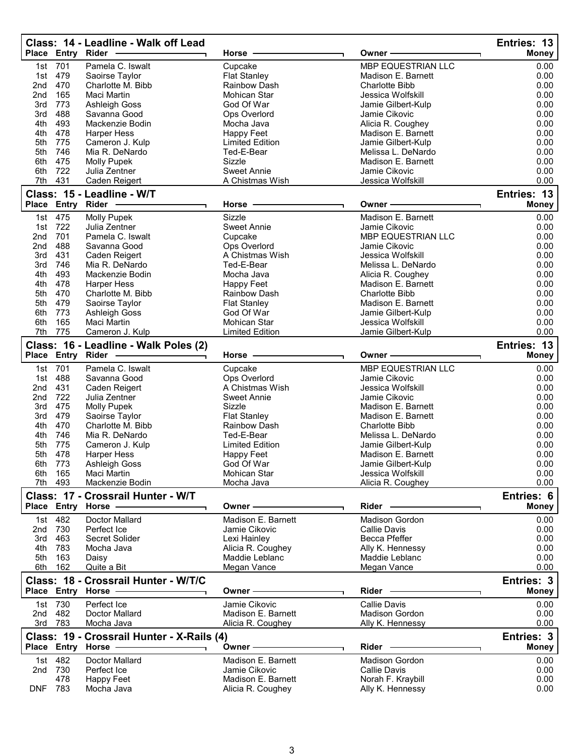## Class: 14 - Leadline - Walk off Lead

Entries: 13

| Place | Entry | Rider | Horse | Owner | Money |
|---|---|---|---|---|---|
| 1st | 701 | Pamela C. Iswalt | Cupcake | MBP EQUESTRIAN LLC | 0.00 |
| 1st | 479 | Saoirse Taylor | Flat Stanley | Madison E. Barnett | 0.00 |
| 2nd | 470 | Charlotte M. Bibb | Rainbow Dash | Charlotte Bibb | 0.00 |
| 2nd | 165 | Maci Martin | Mohican Star | Jessica Wolfskill | 0.00 |
| 3rd | 773 | Ashleigh Goss | God Of War | Jamie Gilbert-Kulp | 0.00 |
| 3rd | 488 | Savanna Good | Ops Overlord | Jamie Cikovic | 0.00 |
| 4th | 493 | Mackenzie Bodin | Mocha Java | Alicia R. Coughey | 0.00 |
| 4th | 478 | Harper Hess | Happy Feet | Madison E. Barnett | 0.00 |
| 5th | 775 | Cameron J. Kulp | Limited Edition | Jamie Gilbert-Kulp | 0.00 |
| 5th | 746 | Mia R. DeNardo | Ted-E-Bear | Melissa L. DeNardo | 0.00 |
| 6th | 475 | Molly Pupek | Sizzle | Madison E. Barnett | 0.00 |
| 6th | 722 | Julia Zentner | Sweet Annie | Jamie Cikovic | 0.00 |
| 7th | 431 | Caden Reigert | A Chistmas Wish | Jessica Wolfskill | 0.00 |

## Class: 15 - Leadline - W/T

Entries: 13

| Place | Entry | Rider | Horse | Owner | Money |
|---|---|---|---|---|---|
| 1st | 475 | Molly Pupek | Sizzle | Madison E. Barnett | 0.00 |
| 1st | 722 | Julia Zentner | Sweet Annie | Jamie Cikovic | 0.00 |
| 2nd | 701 | Pamela C. Iswalt | Cupcake | MBP EQUESTRIAN LLC | 0.00 |
| 2nd | 488 | Savanna Good | Ops Overlord | Jamie Cikovic | 0.00 |
| 3rd | 431 | Caden Reigert | A Chistmas Wish | Jessica Wolfskill | 0.00 |
| 3rd | 746 | Mia R. DeNardo | Ted-E-Bear | Melissa L. DeNardo | 0.00 |
| 4th | 493 | Mackenzie Bodin | Mocha Java | Alicia R. Coughey | 0.00 |
| 4th | 478 | Harper Hess | Happy Feet | Madison E. Barnett | 0.00 |
| 5th | 470 | Charlotte M. Bibb | Rainbow Dash | Charlotte Bibb | 0.00 |
| 5th | 479 | Saoirse Taylor | Flat Stanley | Madison E. Barnett | 0.00 |
| 6th | 773 | Ashleigh Goss | God Of War | Jamie Gilbert-Kulp | 0.00 |
| 6th | 165 | Maci Martin | Mohican Star | Jessica Wolfskill | 0.00 |
| 7th | 775 | Cameron J. Kulp | Limited Edition | Jamie Gilbert-Kulp | 0.00 |

## Class: 16 - Leadline - Walk Poles (2)

Entries: 13

| Place | Entry | Rider | Horse | Owner | Money |
|---|---|---|---|---|---|
| 1st | 701 | Pamela C. Iswalt | Cupcake | MBP EQUESTRIAN LLC | 0.00 |
| 1st | 488 | Savanna Good | Ops Overlord | Jamie Cikovic | 0.00 |
| 2nd | 431 | Caden Reigert | A Chistmas Wish | Jessica Wolfskill | 0.00 |
| 2nd | 722 | Julia Zentner | Sweet Annie | Jamie Cikovic | 0.00 |
| 3rd | 475 | Molly Pupek | Sizzle | Madison E. Barnett | 0.00 |
| 3rd | 479 | Saoirse Taylor | Flat Stanley | Madison E. Barnett | 0.00 |
| 4th | 470 | Charlotte M. Bibb | Rainbow Dash | Charlotte Bibb | 0.00 |
| 4th | 746 | Mia R. DeNardo | Ted-E-Bear | Melissa L. DeNardo | 0.00 |
| 5th | 775 | Cameron J. Kulp | Limited Edition | Jamie Gilbert-Kulp | 0.00 |
| 5th | 478 | Harper Hess | Happy Feet | Madison E. Barnett | 0.00 |
| 6th | 773 | Ashleigh Goss | God Of War | Jamie Gilbert-Kulp | 0.00 |
| 6th | 165 | Maci Martin | Mohican Star | Jessica Wolfskill | 0.00 |
| 7th | 493 | Mackenzie Bodin | Mocha Java | Alicia R. Coughey | 0.00 |

## Class: 17 - Crossrail Hunter - W/T

Entries: 6

| Place | Entry | Horse | Owner | Rider | Money |
|---|---|---|---|---|---|
| 1st | 482 | Doctor Mallard | Madison E. Barnett | Madison Gordon | 0.00 |
| 2nd | 730 | Perfect Ice | Jamie Cikovic | Callie Davis | 0.00 |
| 3rd | 463 | Secret Solider | Lexi Hainley | Becca Pfeffer | 0.00 |
| 4th | 783 | Mocha Java | Alicia R. Coughey | Ally K. Hennessy | 0.00 |
| 5th | 163 | Daisy | Maddie Leblanc | Maddie Leblanc | 0.00 |
| 6th | 162 | Quite a Bit | Megan Vance | Megan Vance | 0.00 |

## Class: 18 - Crossrail Hunter - W/T/C

Entries: 3

| Place | Entry | Horse | Owner | Rider | Money |
|---|---|---|---|---|---|
| 1st | 730 | Perfect Ice | Jamie Cikovic | Callie Davis | 0.00 |
| 2nd | 482 | Doctor Mallard | Madison E. Barnett | Madison Gordon | 0.00 |
| 3rd | 783 | Mocha Java | Alicia R. Coughey | Ally K. Hennessy | 0.00 |

## Class: 19 - Crossrail Hunter - X-Rails (4)

Entries: 3

| Place | Entry | Horse | Owner | Rider | Money |
|---|---|---|---|---|---|
| 1st | 482 | Doctor Mallard | Madison E. Barnett | Madison Gordon | 0.00 |
| 2nd | 730 | Perfect Ice | Jamie Cikovic | Callie Davis | 0.00 |
| | 478 | Happy Feet | Madison E. Barnett | Norah F. Kraybill | 0.00 |
| DNF | 783 | Mocha Java | Alicia R. Coughey | Ally K. Hennessy | 0.00 |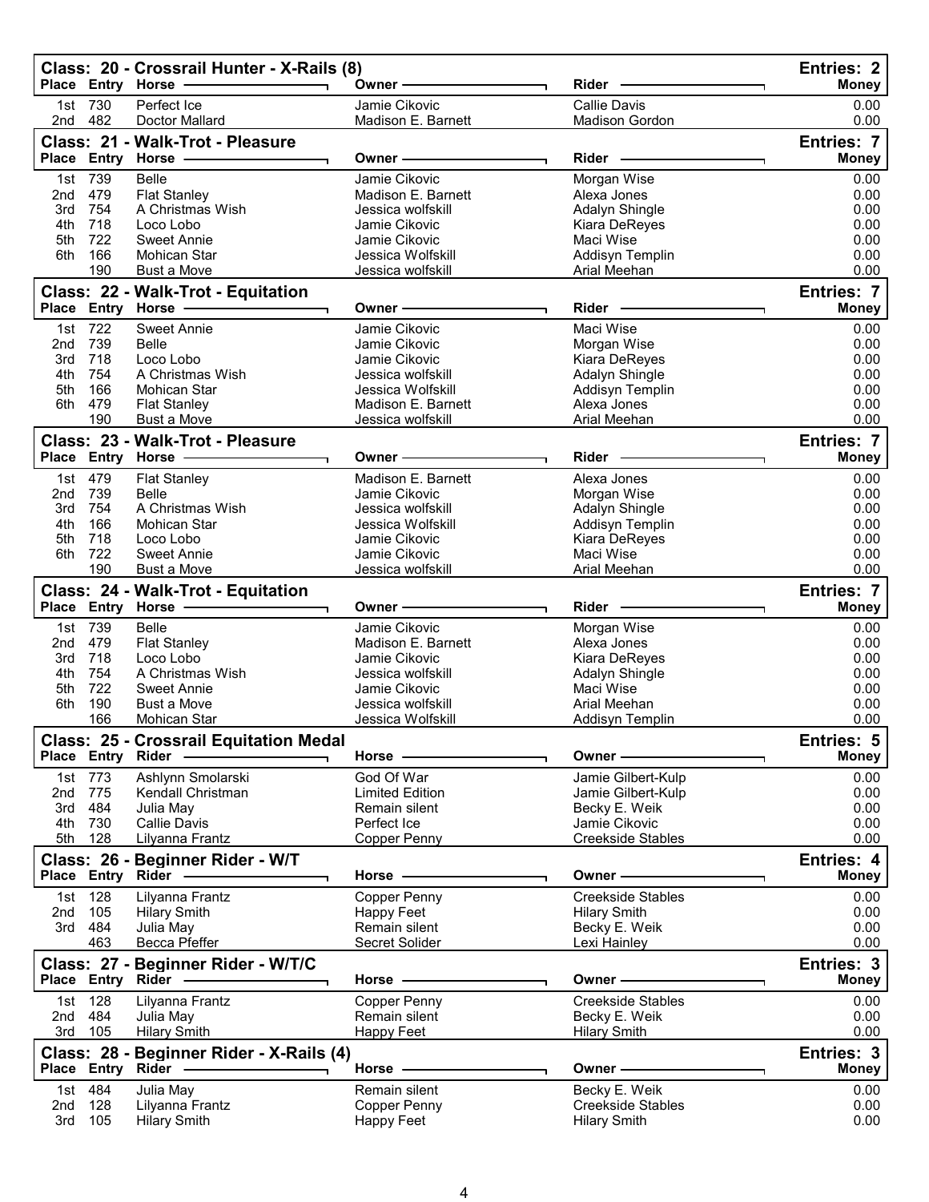## Class: 20 - Crossrail Hunter - X-Rails (8)

Entries: 2

| Place | Entry | Horse | Owner | Rider | Money |
|---|---|---|---|---|---|
| 1st | 730 | Perfect Ice | Jamie Cikovic | Callie Davis | 0.00 |
| 2nd | 482 | Doctor Mallard | Madison E. Barnett | Madison Gordon | 0.00 |

## Class: 21 - Walk-Trot - Pleasure

Entries: 7

| Place | Entry | Horse | Owner | Rider | Money |
|---|---|---|---|---|---|
| 1st | 739 | Belle | Jamie Cikovic | Morgan Wise | 0.00 |
| 2nd | 479 | Flat Stanley | Madison E. Barnett | Alexa Jones | 0.00 |
| 3rd | 754 | A Christmas Wish | Jessica wolfskill | Adalyn Shingle | 0.00 |
| 4th | 718 | Loco Lobo | Jamie Cikovic | Kiara DeReyes | 0.00 |
| 5th | 722 | Sweet Annie | Jamie Cikovic | Maci Wise | 0.00 |
| 6th | 166 | Mohican Star | Jessica Wolfskill | Addisyn Templin | 0.00 |
| | 190 | Bust a Move | Jessica wolfskill | Arial Meehan | 0.00 |

## Class: 22 - Walk-Trot - Equitation

Entries: 7

| Place | Entry | Horse | Owner | Rider | Money |
|---|---|---|---|---|---|
| 1st | 722 | Sweet Annie | Jamie Cikovic | Maci Wise | 0.00 |
| 2nd | 739 | Belle | Jamie Cikovic | Morgan Wise | 0.00 |
| 3rd | 718 | Loco Lobo | Jamie Cikovic | Kiara DeReyes | 0.00 |
| 4th | 754 | A Christmas Wish | Jessica wolfskill | Adalyn Shingle | 0.00 |
| 5th | 166 | Mohican Star | Jessica Wolfskill | Addisyn Templin | 0.00 |
| 6th | 479 | Flat Stanley | Madison E. Barnett | Alexa Jones | 0.00 |
| | 190 | Bust a Move | Jessica wolfskill | Arial Meehan | 0.00 |

## Class: 23 - Walk-Trot - Pleasure

Entries: 7

| Place | Entry | Horse | Owner | Rider | Money |
|---|---|---|---|---|---|
| 1st | 479 | Flat Stanley | Madison E. Barnett | Alexa Jones | 0.00 |
| 2nd | 739 | Belle | Jamie Cikovic | Morgan Wise | 0.00 |
| 3rd | 754 | A Christmas Wish | Jessica wolfskill | Adalyn Shingle | 0.00 |
| 4th | 166 | Mohican Star | Jessica Wolfskill | Addisyn Templin | 0.00 |
| 5th | 718 | Loco Lobo | Jamie Cikovic | Kiara DeReyes | 0.00 |
| 6th | 722 | Sweet Annie | Jamie Cikovic | Maci Wise | 0.00 |
| | 190 | Bust a Move | Jessica wolfskill | Arial Meehan | 0.00 |

## Class: 24 - Walk-Trot - Equitation

Entries: 7

| Place | Entry | Horse | Owner | Rider | Money |
|---|---|---|---|---|---|
| 1st | 739 | Belle | Jamie Cikovic | Morgan Wise | 0.00 |
| 2nd | 479 | Flat Stanley | Madison E. Barnett | Alexa Jones | 0.00 |
| 3rd | 718 | Loco Lobo | Jamie Cikovic | Kiara DeReyes | 0.00 |
| 4th | 754 | A Christmas Wish | Jessica wolfskill | Adalyn Shingle | 0.00 |
| 5th | 722 | Sweet Annie | Jamie Cikovic | Maci Wise | 0.00 |
| 6th | 190 | Bust a Move | Jessica wolfskill | Arial Meehan | 0.00 |
| | 166 | Mohican Star | Jessica Wolfskill | Addisyn Templin | 0.00 |

## Class: 25 - Crossrail Equitation Medal

Entries: 5

| Place | Entry | Rider | Horse | Owner | Money |
|---|---|---|---|---|---|
| 1st | 773 | Ashlynn Smolarski | God Of War | Jamie Gilbert-Kulp | 0.00 |
| 2nd | 775 | Kendall Christman | Limited Edition | Jamie Gilbert-Kulp | 0.00 |
| 3rd | 484 | Julia May | Remain silent | Becky E. Weik | 0.00 |
| 4th | 730 | Callie Davis | Perfect Ice | Jamie Cikovic | 0.00 |
| 5th | 128 | Lilyanna Frantz | Copper Penny | Creekside Stables | 0.00 |

## Class: 26 - Beginner Rider - W/T

Entries: 4

| Place | Entry | Rider | Horse | Owner | Money |
|---|---|---|---|---|---|
| 1st | 128 | Lilyanna Frantz | Copper Penny | Creekside Stables | 0.00 |
| 2nd | 105 | Hilary Smith | Happy Feet | Hilary Smith | 0.00 |
| 3rd | 484 | Julia May | Remain silent | Becky E. Weik | 0.00 |
| | 463 | Becca Pfeffer | Secret Solider | Lexi Hainley | 0.00 |

## Class: 27 - Beginner Rider - W/T/C

Entries: 3

| Place | Entry | Rider | Horse | Owner | Money |
|---|---|---|---|---|---|
| 1st | 128 | Lilyanna Frantz | Copper Penny | Creekside Stables | 0.00 |
| 2nd | 484 | Julia May | Remain silent | Becky E. Weik | 0.00 |
| 3rd | 105 | Hilary Smith | Happy Feet | Hilary Smith | 0.00 |

## Class: 28 - Beginner Rider - X-Rails (4)

Entries: 3

| Place | Entry | Rider | Horse | Owner | Money |
|---|---|---|---|---|---|
| 1st | 484 | Julia May | Remain silent | Becky E. Weik | 0.00 |
| 2nd | 128 | Lilyanna Frantz | Copper Penny | Creekside Stables | 0.00 |
| 3rd | 105 | Hilary Smith | Happy Feet | Hilary Smith | 0.00 |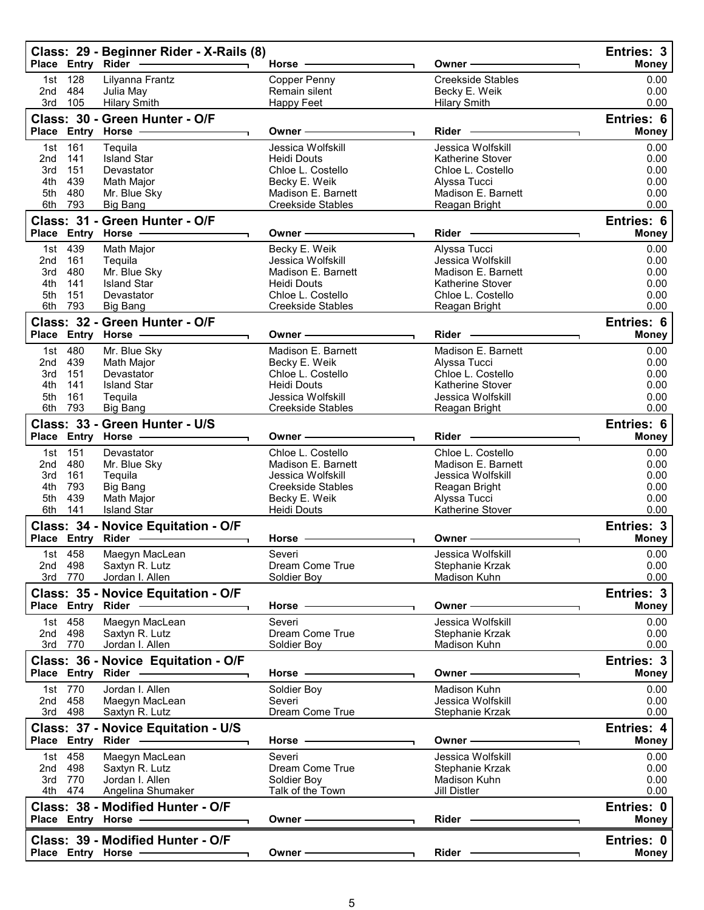## Class: 29 - Beginner Rider - X-Rails (8)

Entries: 3

| Place | Entry | Rider | Horse | Owner | Money |
|---|---|---|---|---|---|
| 1st | 128 | Lilyanna Frantz | Copper Penny | Creekside Stables | 0.00 |
| 2nd | 484 | Julia May | Remain silent | Becky E. Weik | 0.00 |
| 3rd | 105 | Hilary Smith | Happy Feet | Hilary Smith | 0.00 |

## Class: 30 - Green Hunter - O/F

Entries: 6

| Place | Entry | Horse | Owner | Rider | Money |
|---|---|---|---|---|---|
| 1st | 161 | Tequila | Jessica Wolfskill | Jessica Wolfskill | 0.00 |
| 2nd | 141 | Island Star | Heidi Douts | Katherine Stover | 0.00 |
| 3rd | 151 | Devastator | Chloe L. Costello | Chloe L. Costello | 0.00 |
| 4th | 439 | Math Major | Becky E. Weik | Alyssa Tucci | 0.00 |
| 5th | 480 | Mr. Blue Sky | Madison E. Barnett | Madison E. Barnett | 0.00 |
| 6th | 793 | Big Bang | Creekside Stables | Reagan Bright | 0.00 |

## Class: 31 - Green Hunter - O/F

Entries: 6

| Place | Entry | Horse | Owner | Rider | Money |
|---|---|---|---|---|---|
| 1st | 439 | Math Major | Becky E. Weik | Alyssa Tucci | 0.00 |
| 2nd | 161 | Tequila | Jessica Wolfskill | Jessica Wolfskill | 0.00 |
| 3rd | 480 | Mr. Blue Sky | Madison E. Barnett | Madison E. Barnett | 0.00 |
| 4th | 141 | Island Star | Heidi Douts | Katherine Stover | 0.00 |
| 5th | 151 | Devastator | Chloe L. Costello | Chloe L. Costello | 0.00 |
| 6th | 793 | Big Bang | Creekside Stables | Reagan Bright | 0.00 |

## Class: 32 - Green Hunter - O/F

Entries: 6

| Place | Entry | Horse | Owner | Rider | Money |
|---|---|---|---|---|---|
| 1st | 480 | Mr. Blue Sky | Madison E. Barnett | Madison E. Barnett | 0.00 |
| 2nd | 439 | Math Major | Becky E. Weik | Alyssa Tucci | 0.00 |
| 3rd | 151 | Devastator | Chloe L. Costello | Chloe L. Costello | 0.00 |
| 4th | 141 | Island Star | Heidi Douts | Katherine Stover | 0.00 |
| 5th | 161 | Tequila | Jessica Wolfskill | Jessica Wolfskill | 0.00 |
| 6th | 793 | Big Bang | Creekside Stables | Reagan Bright | 0.00 |

## Class: 33 - Green Hunter - U/S

Entries: 6

| Place | Entry | Horse | Owner | Rider | Money |
|---|---|---|---|---|---|
| 1st | 151 | Devastator | Chloe L. Costello | Chloe L. Costello | 0.00 |
| 2nd | 480 | Mr. Blue Sky | Madison E. Barnett | Madison E. Barnett | 0.00 |
| 3rd | 161 | Tequila | Jessica Wolfskill | Jessica Wolfskill | 0.00 |
| 4th | 793 | Big Bang | Creekside Stables | Reagan Bright | 0.00 |
| 5th | 439 | Math Major | Becky E. Weik | Alyssa Tucci | 0.00 |
| 6th | 141 | Island Star | Heidi Douts | Katherine Stover | 0.00 |

## Class: 34 - Novice Equitation - O/F

Entries: 3

| Place | Entry | Rider | Horse | Owner | Money |
|---|---|---|---|---|---|
| 1st | 458 | Maegyn MacLean | Severi | Jessica Wolfskill | 0.00 |
| 2nd | 498 | Saxtyn R. Lutz | Dream Come True | Stephanie Krzak | 0.00 |
| 3rd | 770 | Jordan I. Allen | Soldier Boy | Madison Kuhn | 0.00 |

## Class: 35 - Novice Equitation - O/F

Entries: 3

| Place | Entry | Rider | Horse | Owner | Money |
|---|---|---|---|---|---|
| 1st | 458 | Maegyn MacLean | Severi | Jessica Wolfskill | 0.00 |
| 2nd | 498 | Saxtyn R. Lutz | Dream Come True | Stephanie Krzak | 0.00 |
| 3rd | 770 | Jordan I. Allen | Soldier Boy | Madison Kuhn | 0.00 |

## Class: 36 - Novice Equitation - O/F

Entries: 3

| Place | Entry | Rider | Horse | Owner | Money |
|---|---|---|---|---|---|
| 1st | 770 | Jordan I. Allen | Soldier Boy | Madison Kuhn | 0.00 |
| 2nd | 458 | Maegyn MacLean | Severi | Jessica Wolfskill | 0.00 |
| 3rd | 498 | Saxtyn R. Lutz | Dream Come True | Stephanie Krzak | 0.00 |

## Class: 37 - Novice Equitation - U/S

Entries: 4

| Place | Entry | Rider | Horse | Owner | Money |
|---|---|---|---|---|---|
| 1st | 458 | Maegyn MacLean | Severi | Jessica Wolfskill | 0.00 |
| 2nd | 498 | Saxtyn R. Lutz | Dream Come True | Stephanie Krzak | 0.00 |
| 3rd | 770 | Jordan I. Allen | Soldier Boy | Madison Kuhn | 0.00 |
| 4th | 474 | Angelina Shumaker | Talk of the Town | Jill Distler | 0.00 |

## Class: 38 - Modified Hunter - O/F

Entries: 0

| Place | Entry | Horse | Owner | Rider | Money |
|---|---|---|---|---|---|

## Class: 39 - Modified Hunter - O/F

Entries: 0

| Place | Entry | Horse | Owner | Rider | Money |
|---|---|---|---|---|---|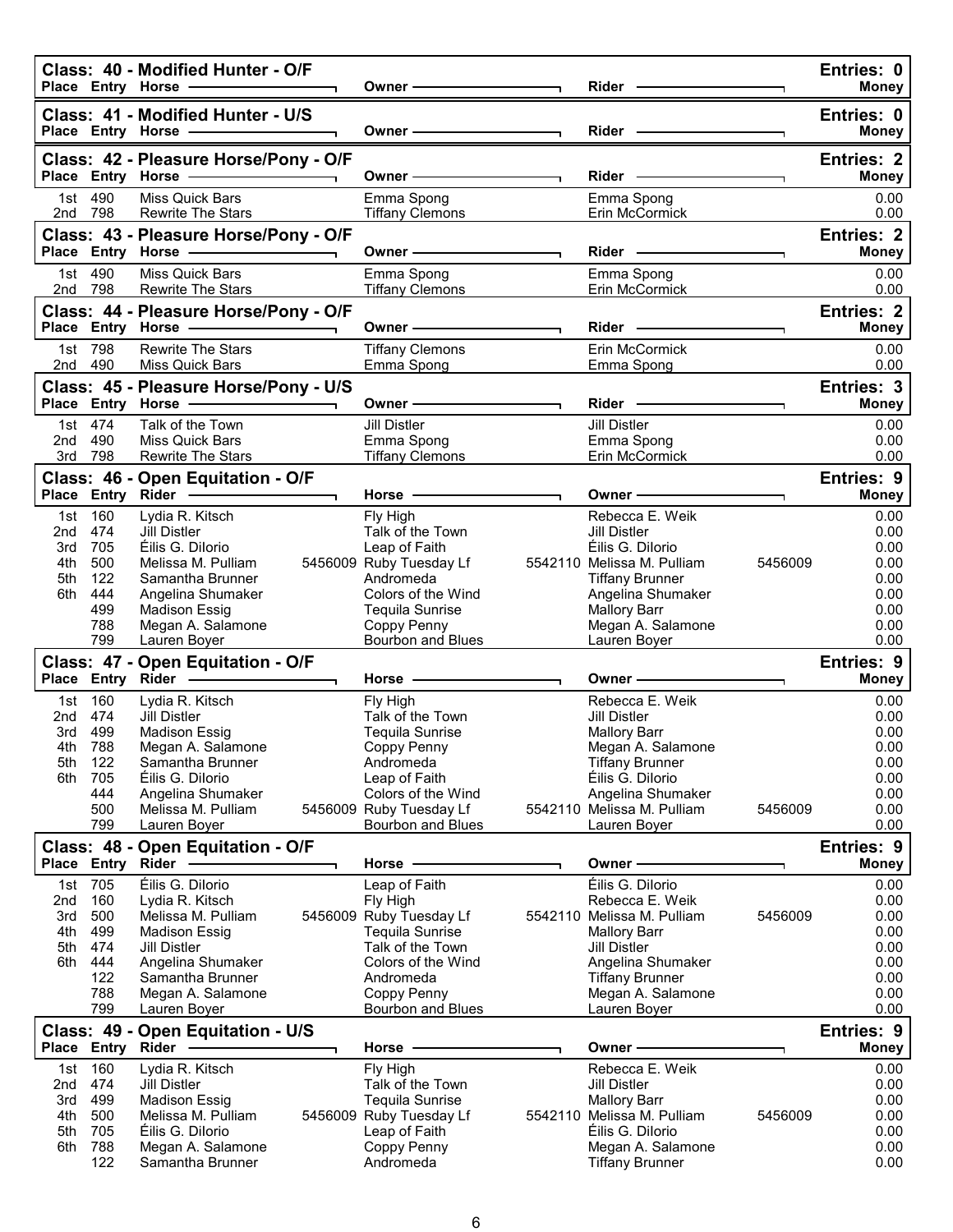## Class: 40 - Modified Hunter - O/F

Entries: 0

| Place | Entry | Horse | Owner | Rider | Money |
|---|---|---|---|---|---|

## Class: 41 - Modified Hunter - U/S

Entries: 0

| Place | Entry | Horse | Owner | Rider | Money |
|---|---|---|---|---|---|

## Class: 42 - Pleasure Horse/Pony - O/F

Entries: 2

| Place | Entry | Horse | Owner | Rider | Money |
|---|---|---|---|---|---|
| 1st | 490 | Miss Quick Bars | Emma Spong | Emma Spong | 0.00 |
| 2nd | 798 | Rewrite The Stars | Tiffany Clemons | Erin McCormick | 0.00 |

## Class: 43 - Pleasure Horse/Pony - O/F

Entries: 2

| Place | Entry | Horse | Owner | Rider | Money |
|---|---|---|---|---|---|
| 1st | 490 | Miss Quick Bars | Emma Spong | Emma Spong | 0.00 |
| 2nd | 798 | Rewrite The Stars | Tiffany Clemons | Erin McCormick | 0.00 |

## Class: 44 - Pleasure Horse/Pony - O/F

Entries: 2

| Place | Entry | Horse | Owner | Rider | Money |
|---|---|---|---|---|---|
| 1st | 798 | Rewrite The Stars | Tiffany Clemons | Erin McCormick | 0.00 |
| 2nd | 490 | Miss Quick Bars | Emma Spong | Emma Spong | 0.00 |

## Class: 45 - Pleasure Horse/Pony - U/S

Entries: 3

| Place | Entry | Horse | Owner | Rider | Money |
|---|---|---|---|---|---|
| 1st | 474 | Talk of the Town | Jill Distler | Jill Distler | 0.00 |
| 2nd | 490 | Miss Quick Bars | Emma Spong | Emma Spong | 0.00 |
| 3rd | 798 | Rewrite The Stars | Tiffany Clemons | Erin McCormick | 0.00 |

## Class: 46 - Open Equitation - O/F

Entries: 9

| Place | Entry | Rider | Horse | Owner | Money |
|---|---|---|---|---|---|
| 1st | 160 | Lydia R. Kitsch | Fly High | Rebecca E. Weik | 0.00 |
| 2nd | 474 | Jill Distler | Talk of the Town | Jill Distler | 0.00 |
| 3rd | 705 | Éilis G. Dilorio | Leap of Faith | Éilis G. Dilorio | 0.00 |
| 4th | 500 | Melissa M. Pulliam 5456009 | Ruby Tuesday Lf 5542110 | Melissa M. Pulliam 5456009 | 0.00 |
| 5th | 122 | Samantha Brunner | Andromeda | Tiffany Brunner | 0.00 |
| 6th | 444 | Angelina Shumaker | Colors of the Wind | Angelina Shumaker | 0.00 |
| | 499 | Madison Essig | Tequila Sunrise | Mallory Barr | 0.00 |
| | 788 | Megan A. Salamone | Coppy Penny | Megan A. Salamone | 0.00 |
| | 799 | Lauren Boyer | Bourbon and Blues | Lauren Boyer | 0.00 |

## Class: 47 - Open Equitation - O/F

Entries: 9

| Place | Entry | Rider | Horse | Owner | Money |
|---|---|---|---|---|---|
| 1st | 160 | Lydia R. Kitsch | Fly High | Rebecca E. Weik | 0.00 |
| 2nd | 474 | Jill Distler | Talk of the Town | Jill Distler | 0.00 |
| 3rd | 499 | Madison Essig | Tequila Sunrise | Mallory Barr | 0.00 |
| 4th | 788 | Megan A. Salamone | Coppy Penny | Megan A. Salamone | 0.00 |
| 5th | 122 | Samantha Brunner | Andromeda | Tiffany Brunner | 0.00 |
| 6th | 705 | Éilis G. Dilorio | Leap of Faith | Éilis G. Dilorio | 0.00 |
| | 444 | Angelina Shumaker | Colors of the Wind | Angelina Shumaker | 0.00 |
| | 500 | Melissa M. Pulliam 5456009 | Ruby Tuesday Lf 5542110 | Melissa M. Pulliam 5456009 | 0.00 |
| | 799 | Lauren Boyer | Bourbon and Blues | Lauren Boyer | 0.00 |

## Class: 48 - Open Equitation - O/F

Entries: 9

| Place | Entry | Rider | Horse | Owner | Money |
|---|---|---|---|---|---|
| 1st | 705 | Éilis G. Dilorio | Leap of Faith | Éilis G. Dilorio | 0.00 |
| 2nd | 160 | Lydia R. Kitsch | Fly High | Rebecca E. Weik | 0.00 |
| 3rd | 500 | Melissa M. Pulliam 5456009 | Ruby Tuesday Lf 5542110 | Melissa M. Pulliam 5456009 | 0.00 |
| 4th | 499 | Madison Essig | Tequila Sunrise | Mallory Barr | 0.00 |
| 5th | 474 | Jill Distler | Talk of the Town | Jill Distler | 0.00 |
| 6th | 444 | Angelina Shumaker | Colors of the Wind | Angelina Shumaker | 0.00 |
| | 122 | Samantha Brunner | Andromeda | Tiffany Brunner | 0.00 |
| | 788 | Megan A. Salamone | Coppy Penny | Megan A. Salamone | 0.00 |
| | 799 | Lauren Boyer | Bourbon and Blues | Lauren Boyer | 0.00 |

## Class: 49 - Open Equitation - U/S

Entries: 9

| Place | Entry | Rider | Horse | Owner | Money |
|---|---|---|---|---|---|
| 1st | 160 | Lydia R. Kitsch | Fly High | Rebecca E. Weik | 0.00 |
| 2nd | 474 | Jill Distler | Talk of the Town | Jill Distler | 0.00 |
| 3rd | 499 | Madison Essig | Tequila Sunrise | Mallory Barr | 0.00 |
| 4th | 500 | Melissa M. Pulliam 5456009 | Ruby Tuesday Lf 5542110 | Melissa M. Pulliam 5456009 | 0.00 |
| 5th | 705 | Éilis G. Dilorio | Leap of Faith | Éilis G. Dilorio | 0.00 |
| 6th | 788 | Megan A. Salamone | Coppy Penny | Megan A. Salamone | 0.00 |
| | 122 | Samantha Brunner | Andromeda | Tiffany Brunner | 0.00 |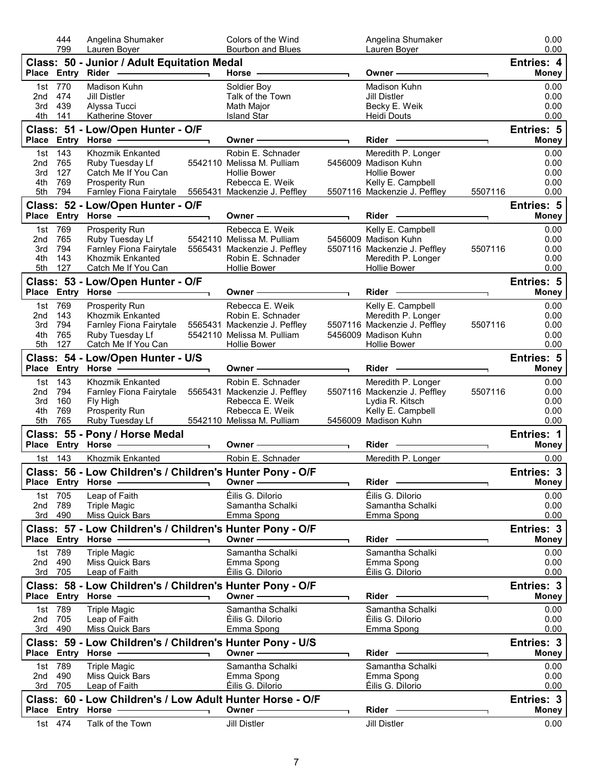| | | | | | |
|---|---|---|---|---|---|
| | 444 | Angelina Shumaker | Colors of the Wind | Angelina Shumaker | 0.00 |
| | 799 | Lauren Boyer | Bourbon and Blues | Lauren Boyer | 0.00 |

## Class: 50 - Junior / Adult Equitation Medal

Entries: 4

| Place | Entry | Rider | Horse | Owner | Money |
|---|---|---|---|---|---|
| 1st | 770 | Madison Kuhn | Soldier Boy | Madison Kuhn | 0.00 |
| 2nd | 474 | Jill Distler | Talk of the Town | Jill Distler | 0.00 |
| 3rd | 439 | Alyssa Tucci | Math Major | Becky E. Weik | 0.00 |
| 4th | 141 | Katherine Stover | Island Star | Heidi Douts | 0.00 |

## Class: 51 - Low/Open Hunter - O/F

Entries: 5

| Place | Entry | Horse | | Owner | | Rider | | Money |
|---|---|---|---|---|---|---|---|---|
| 1st | 143 | Khozmik Enkanted | | Robin E. Schnader | | Meredith P. Longer | | 0.00 |
| 2nd | 765 | Ruby Tuesday Lf | 5542110 | Melissa M. Pulliam | 5456009 | Madison Kuhn | | 0.00 |
| 3rd | 127 | Catch Me If You Can | | Hollie Bower | | Hollie Bower | | 0.00 |
| 4th | 769 | Prosperity Run | | Rebecca E. Weik | | Kelly E. Campbell | | 0.00 |
| 5th | 794 | Farnley Fiona Fairytale | 5565431 | Mackenzie J. Peffley | 5507116 | Mackenzie J. Peffley | 5507116 | 0.00 |

## Class: 52 - Low/Open Hunter - O/F

Entries: 5

| Place | Entry | Horse | | Owner | | Rider | | Money |
|---|---|---|---|---|---|---|---|---|
| 1st | 769 | Prosperity Run | | Rebecca E. Weik | | Kelly E. Campbell | | 0.00 |
| 2nd | 765 | Ruby Tuesday Lf | 5542110 | Melissa M. Pulliam | 5456009 | Madison Kuhn | | 0.00 |
| 3rd | 794 | Farnley Fiona Fairytale | 5565431 | Mackenzie J. Peffley | 5507116 | Mackenzie J. Peffley | 5507116 | 0.00 |
| 4th | 143 | Khozmik Enkanted | | Robin E. Schnader | | Meredith P. Longer | | 0.00 |
| 5th | 127 | Catch Me If You Can | | Hollie Bower | | Hollie Bower | | 0.00 |

## Class: 53 - Low/Open Hunter - O/F

Entries: 5

| Place | Entry | Horse | | Owner | | Rider | | Money |
|---|---|---|---|---|---|---|---|---|
| 1st | 769 | Prosperity Run | | Rebecca E. Weik | | Kelly E. Campbell | | 0.00 |
| 2nd | 143 | Khozmik Enkanted | | Robin E. Schnader | | Meredith P. Longer | | 0.00 |
| 3rd | 794 | Farnley Fiona Fairytale | 5565431 | Mackenzie J. Peffley | 5507116 | Mackenzie J. Peffley | 5507116 | 0.00 |
| 4th | 765 | Ruby Tuesday Lf | 5542110 | Melissa M. Pulliam | 5456009 | Madison Kuhn | | 0.00 |
| 5th | 127 | Catch Me If You Can | | Hollie Bower | | Hollie Bower | | 0.00 |

## Class: 54 - Low/Open Hunter - U/S

Entries: 5

| Place | Entry | Horse | | Owner | | Rider | | Money |
|---|---|---|---|---|---|---|---|---|
| 1st | 143 | Khozmik Enkanted | | Robin E. Schnader | | Meredith P. Longer | | 0.00 |
| 2nd | 794 | Farnley Fiona Fairytale | 5565431 | Mackenzie J. Peffley | 5507116 | Mackenzie J. Peffley | 5507116 | 0.00 |
| 3rd | 160 | Fly High | | Rebecca E. Weik | | Lydia R. Kitsch | | 0.00 |
| 4th | 769 | Prosperity Run | | Rebecca E. Weik | | Kelly E. Campbell | | 0.00 |
| 5th | 765 | Ruby Tuesday Lf | 5542110 | Melissa M. Pulliam | 5456009 | Madison Kuhn | | 0.00 |

## Class: 55 - Pony / Horse Medal

Entries: 1

| Place | Entry | Horse | Owner | Rider | Money |
|---|---|---|---|---|---|
| 1st | 143 | Khozmik Enkanted | Robin E. Schnader | Meredith P. Longer | 0.00 |

## Class: 56 - Low Children's / Children's Hunter Pony - O/F

Entries: 3

| Place | Entry | Horse | Owner | Rider | Money |
|---|---|---|---|---|---|
| 1st | 705 | Leap of Faith | Éilis G. DiIorio | Éilis G. DiIorio | 0.00 |
| 2nd | 789 | Triple Magic | Samantha Schalki | Samantha Schalki | 0.00 |
| 3rd | 490 | Miss Quick Bars | Emma Spong | Emma Spong | 0.00 |

## Class: 57 - Low Children's / Children's Hunter Pony - O/F

Entries: 3

| Place | Entry | Horse | Owner | Rider | Money |
|---|---|---|---|---|---|
| 1st | 789 | Triple Magic | Samantha Schalki | Samantha Schalki | 0.00 |
| 2nd | 490 | Miss Quick Bars | Emma Spong | Emma Spong | 0.00 |
| 3rd | 705 | Leap of Faith | Éilis G. DiIorio | Éilis G. DiIorio | 0.00 |

## Class: 58 - Low Children's / Children's Hunter Pony - O/F

Entries: 3

| Place | Entry | Horse | Owner | Rider | Money |
|---|---|---|---|---|---|
| 1st | 789 | Triple Magic | Samantha Schalki | Samantha Schalki | 0.00 |
| 2nd | 705 | Leap of Faith | Éilis G. DiIorio | Éilis G. DiIorio | 0.00 |
| 3rd | 490 | Miss Quick Bars | Emma Spong | Emma Spong | 0.00 |

## Class: 59 - Low Children's / Children's Hunter Pony - U/S

Entries: 3

| Place | Entry | Horse | Owner | Rider | Money |
|---|---|---|---|---|---|
| 1st | 789 | Triple Magic | Samantha Schalki | Samantha Schalki | 0.00 |
| 2nd | 490 | Miss Quick Bars | Emma Spong | Emma Spong | 0.00 |
| 3rd | 705 | Leap of Faith | Éilis G. DiIorio | Éilis G. DiIorio | 0.00 |

## Class: 60 - Low Children's / Low Adult Hunter Horse - O/F

Entries: 3

| Place | Entry | Horse | Owner | Rider | Money |
|---|---|---|---|---|---|
| 1st | 474 | Talk of the Town | Jill Distler | Jill Distler | 0.00 |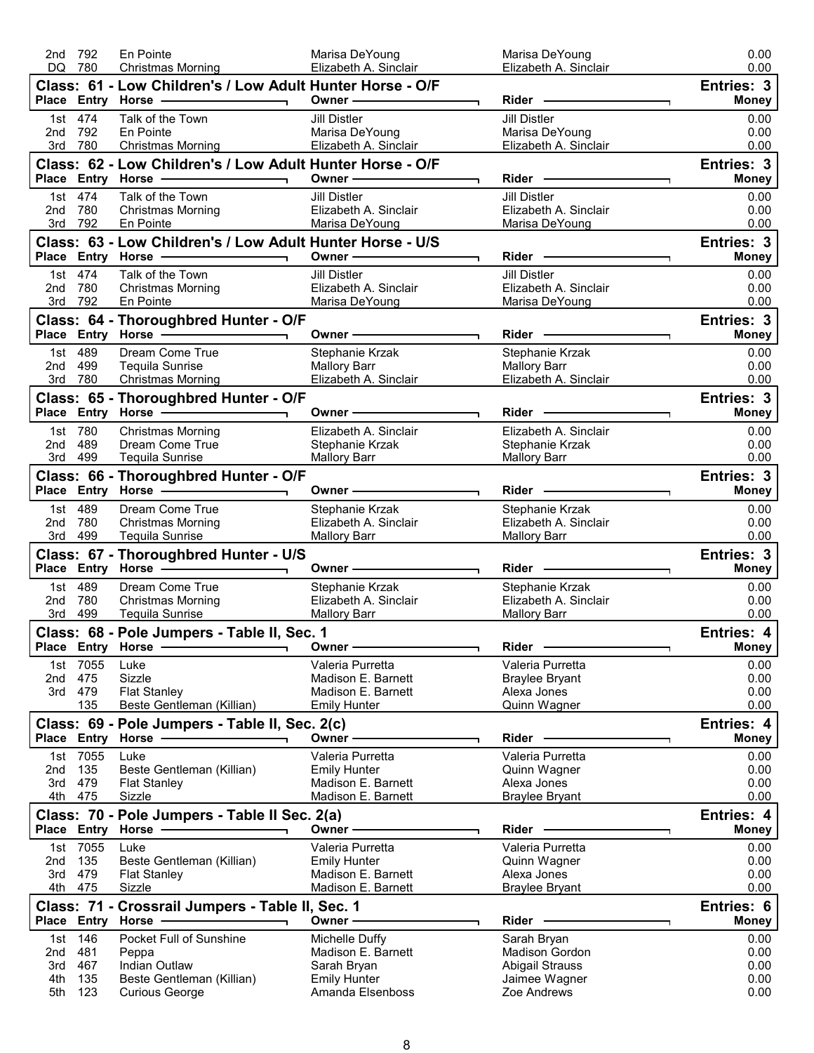| Place | Entry | Horse | Owner | Rider | Money |
|---|---|---|---|---|---|
| 2nd | 792 | En Pointe | Marisa DeYoung | Marisa DeYoung | 0.00 |
| DQ | 780 | Christmas Morning | Elizabeth A. Sinclair | Elizabeth A. Sinclair | 0.00 |

## Class: 61 - Low Children's / Low Adult Hunter Horse - O/F

Entries: 3

| Place | Entry | Horse | Owner | Rider | Money |
|---|---|---|---|---|---|
| 1st | 474 | Talk of the Town | Jill Distler | Jill Distler | 0.00 |
| 2nd | 792 | En Pointe | Marisa DeYoung | Marisa DeYoung | 0.00 |
| 3rd | 780 | Christmas Morning | Elizabeth A. Sinclair | Elizabeth A. Sinclair | 0.00 |

## Class: 62 - Low Children's / Low Adult Hunter Horse - O/F

Entries: 3

| Place | Entry | Horse | Owner | Rider | Money |
|---|---|---|---|---|---|
| 1st | 474 | Talk of the Town | Jill Distler | Jill Distler | 0.00 |
| 2nd | 780 | Christmas Morning | Elizabeth A. Sinclair | Elizabeth A. Sinclair | 0.00 |
| 3rd | 792 | En Pointe | Marisa DeYoung | Marisa DeYoung | 0.00 |

## Class: 63 - Low Children's / Low Adult Hunter Horse - U/S

Entries: 3

| Place | Entry | Horse | Owner | Rider | Money |
|---|---|---|---|---|---|
| 1st | 474 | Talk of the Town | Jill Distler | Jill Distler | 0.00 |
| 2nd | 780 | Christmas Morning | Elizabeth A. Sinclair | Elizabeth A. Sinclair | 0.00 |
| 3rd | 792 | En Pointe | Marisa DeYoung | Marisa DeYoung | 0.00 |

## Class: 64 - Thoroughbred Hunter - O/F

Entries: 3

| Place | Entry | Horse | Owner | Rider | Money |
|---|---|---|---|---|---|
| 1st | 489 | Dream Come True | Stephanie Krzak | Stephanie Krzak | 0.00 |
| 2nd | 499 | Tequila Sunrise | Mallory Barr | Mallory Barr | 0.00 |
| 3rd | 780 | Christmas Morning | Elizabeth A. Sinclair | Elizabeth A. Sinclair | 0.00 |

## Class: 65 - Thoroughbred Hunter - O/F

Entries: 3

| Place | Entry | Horse | Owner | Rider | Money |
|---|---|---|---|---|---|
| 1st | 780 | Christmas Morning | Elizabeth A. Sinclair | Elizabeth A. Sinclair | 0.00 |
| 2nd | 489 | Dream Come True | Stephanie Krzak | Stephanie Krzak | 0.00 |
| 3rd | 499 | Tequila Sunrise | Mallory Barr | Mallory Barr | 0.00 |

## Class: 66 - Thoroughbred Hunter - O/F

Entries: 3

| Place | Entry | Horse | Owner | Rider | Money |
|---|---|---|---|---|---|
| 1st | 489 | Dream Come True | Stephanie Krzak | Stephanie Krzak | 0.00 |
| 2nd | 780 | Christmas Morning | Elizabeth A. Sinclair | Elizabeth A. Sinclair | 0.00 |
| 3rd | 499 | Tequila Sunrise | Mallory Barr | Mallory Barr | 0.00 |

## Class: 67 - Thoroughbred Hunter - U/S

Entries: 3

| Place | Entry | Horse | Owner | Rider | Money |
|---|---|---|---|---|---|
| 1st | 489 | Dream Come True | Stephanie Krzak | Stephanie Krzak | 0.00 |
| 2nd | 780 | Christmas Morning | Elizabeth A. Sinclair | Elizabeth A. Sinclair | 0.00 |
| 3rd | 499 | Tequila Sunrise | Mallory Barr | Mallory Barr | 0.00 |

## Class: 68 - Pole Jumpers - Table II, Sec. 1

Entries: 4

| Place | Entry | Horse | Owner | Rider | Money |
|---|---|---|---|---|---|
| 1st | 7055 | Luke | Valeria Purretta | Valeria Purretta | 0.00 |
| 2nd | 475 | Sizzle | Madison E. Barnett | Braylee Bryant | 0.00 |
| 3rd | 479 | Flat Stanley | Madison E. Barnett | Alexa Jones | 0.00 |
| | 135 | Beste Gentleman (Killian) | Emily Hunter | Quinn Wagner | 0.00 |

## Class: 69 - Pole Jumpers - Table II, Sec. 2(c)

Entries: 4

| Place | Entry | Horse | Owner | Rider | Money |
|---|---|---|---|---|---|
| 1st | 7055 | Luke | Valeria Purretta | Valeria Purretta | 0.00 |
| 2nd | 135 | Beste Gentleman (Killian) | Emily Hunter | Quinn Wagner | 0.00 |
| 3rd | 479 | Flat Stanley | Madison E. Barnett | Alexa Jones | 0.00 |
| 4th | 475 | Sizzle | Madison E. Barnett | Braylee Bryant | 0.00 |

## Class: 70 - Pole Jumpers - Table II Sec. 2(a)

Entries: 4

| Place | Entry | Horse | Owner | Rider | Money |
|---|---|---|---|---|---|
| 1st | 7055 | Luke | Valeria Purretta | Valeria Purretta | 0.00 |
| 2nd | 135 | Beste Gentleman (Killian) | Emily Hunter | Quinn Wagner | 0.00 |
| 3rd | 479 | Flat Stanley | Madison E. Barnett | Alexa Jones | 0.00 |
| 4th | 475 | Sizzle | Madison E. Barnett | Braylee Bryant | 0.00 |

## Class: 71 - Crossrail Jumpers - Table II, Sec. 1

Entries: 6

| Place | Entry | Horse | Owner | Rider | Money |
|---|---|---|---|---|---|
| 1st | 146 | Pocket Full of Sunshine | Michelle Duffy | Sarah Bryan | 0.00 |
| 2nd | 481 | Peppa | Madison E. Barnett | Madison Gordon | 0.00 |
| 3rd | 467 | Indian Outlaw | Sarah Bryan | Abigail Strauss | 0.00 |
| 4th | 135 | Beste Gentleman (Killian) | Emily Hunter | Jaimee Wagner | 0.00 |
| 5th | 123 | Curious George | Amanda Elsenboss | Zoe Andrews | 0.00 |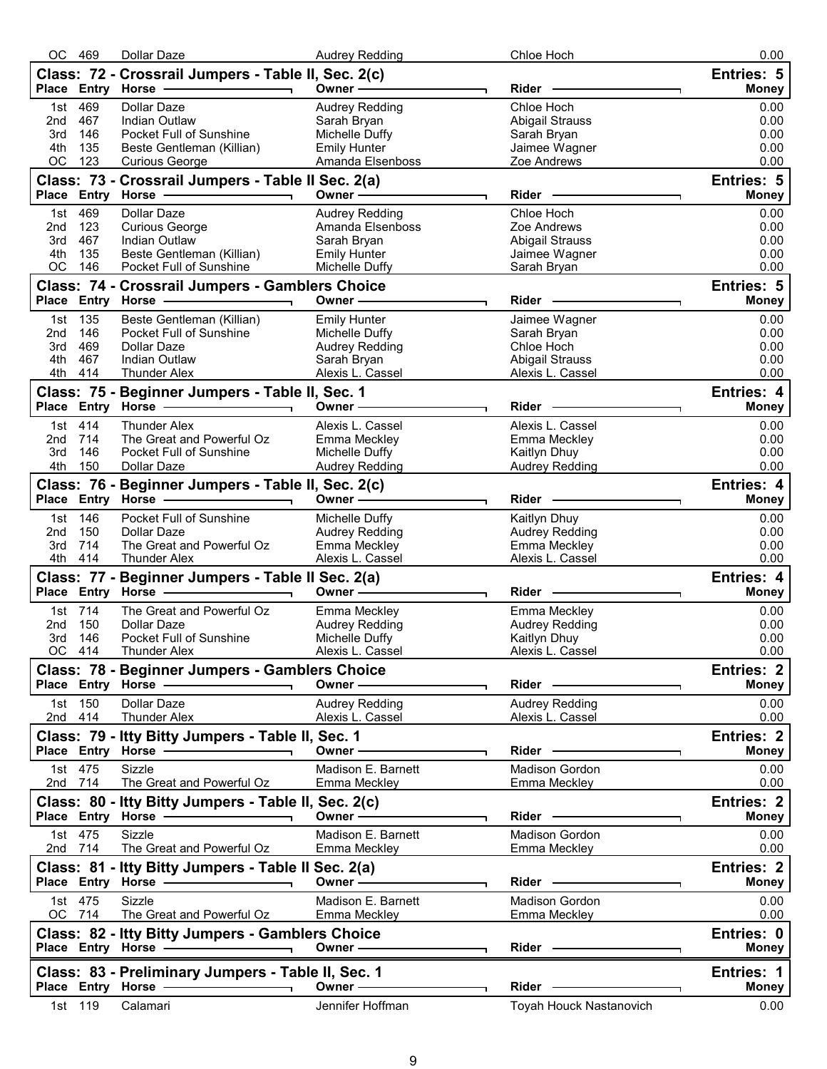| Place | Entry | Horse | Owner | Rider | Money |
|---|---|---|---|---|---|
| OC | 469 | Dollar Daze | Audrey Redding | Chloe Hoch | 0.00 |

## Class: 72 - Crossrail Jumpers - Table II, Sec. 2(c)

Entries: 5

| Place | Entry | Horse | Owner | Rider | Money |
|---|---|---|---|---|---|
| 1st | 469 | Dollar Daze | Audrey Redding | Chloe Hoch | 0.00 |
| 2nd | 467 | Indian Outlaw | Sarah Bryan | Abigail Strauss | 0.00 |
| 3rd | 146 | Pocket Full of Sunshine | Michelle Duffy | Sarah Bryan | 0.00 |
| 4th | 135 | Beste Gentleman (Killian) | Emily Hunter | Jaimee Wagner | 0.00 |
| OC | 123 | Curious George | Amanda Elsenboss | Zoe Andrews | 0.00 |

## Class: 73 - Crossrail Jumpers - Table II Sec. 2(a)

Entries: 5

| Place | Entry | Horse | Owner | Rider | Money |
|---|---|---|---|---|---|
| 1st | 469 | Dollar Daze | Audrey Redding | Chloe Hoch | 0.00 |
| 2nd | 123 | Curious George | Amanda Elsenboss | Zoe Andrews | 0.00 |
| 3rd | 467 | Indian Outlaw | Sarah Bryan | Abigail Strauss | 0.00 |
| 4th | 135 | Beste Gentleman (Killian) | Emily Hunter | Jaimee Wagner | 0.00 |
| OC | 146 | Pocket Full of Sunshine | Michelle Duffy | Sarah Bryan | 0.00 |

## Class: 74 - Crossrail Jumpers - Gamblers Choice

Entries: 5

| Place | Entry | Horse | Owner | Rider | Money |
|---|---|---|---|---|---|
| 1st | 135 | Beste Gentleman (Killian) | Emily Hunter | Jaimee Wagner | 0.00 |
| 2nd | 146 | Pocket Full of Sunshine | Michelle Duffy | Sarah Bryan | 0.00 |
| 3rd | 469 | Dollar Daze | Audrey Redding | Chloe Hoch | 0.00 |
| 4th | 467 | Indian Outlaw | Sarah Bryan | Abigail Strauss | 0.00 |
| 4th | 414 | Thunder Alex | Alexis L. Cassel | Alexis L. Cassel | 0.00 |

## Class: 75 - Beginner Jumpers - Table II, Sec. 1

Entries: 4

| Place | Entry | Horse | Owner | Rider | Money |
|---|---|---|---|---|---|
| 1st | 414 | Thunder Alex | Alexis L. Cassel | Alexis L. Cassel | 0.00 |
| 2nd | 714 | The Great and Powerful Oz | Emma Meckley | Emma Meckley | 0.00 |
| 3rd | 146 | Pocket Full of Sunshine | Michelle Duffy | Kaitlyn Dhuy | 0.00 |
| 4th | 150 | Dollar Daze | Audrey Redding | Audrey Redding | 0.00 |

## Class: 76 - Beginner Jumpers - Table II, Sec. 2(c)

Entries: 4

| Place | Entry | Horse | Owner | Rider | Money |
|---|---|---|---|---|---|
| 1st | 146 | Pocket Full of Sunshine | Michelle Duffy | Kaitlyn Dhuy | 0.00 |
| 2nd | 150 | Dollar Daze | Audrey Redding | Audrey Redding | 0.00 |
| 3rd | 714 | The Great and Powerful Oz | Emma Meckley | Emma Meckley | 0.00 |
| 4th | 414 | Thunder Alex | Alexis L. Cassel | Alexis L. Cassel | 0.00 |

## Class: 77 - Beginner Jumpers - Table II Sec. 2(a)

Entries: 4

| Place | Entry | Horse | Owner | Rider | Money |
|---|---|---|---|---|---|
| 1st | 714 | The Great and Powerful Oz | Emma Meckley | Emma Meckley | 0.00 |
| 2nd | 150 | Dollar Daze | Audrey Redding | Audrey Redding | 0.00 |
| 3rd | 146 | Pocket Full of Sunshine | Michelle Duffy | Kaitlyn Dhuy | 0.00 |
| OC | 414 | Thunder Alex | Alexis L. Cassel | Alexis L. Cassel | 0.00 |

## Class: 78 - Beginner Jumpers - Gamblers Choice

Entries: 2

| Place | Entry | Horse | Owner | Rider | Money |
|---|---|---|---|---|---|
| 1st | 150 | Dollar Daze | Audrey Redding | Audrey Redding | 0.00 |
| 2nd | 414 | Thunder Alex | Alexis L. Cassel | Alexis L. Cassel | 0.00 |

## Class: 79 - Itty Bitty Jumpers - Table II, Sec. 1

Entries: 2

| Place | Entry | Horse | Owner | Rider | Money |
|---|---|---|---|---|---|
| 1st | 475 | Sizzle | Madison E. Barnett | Madison Gordon | 0.00 |
| 2nd | 714 | The Great and Powerful Oz | Emma Meckley | Emma Meckley | 0.00 |

## Class: 80 - Itty Bitty Jumpers - Table II, Sec. 2(c)

Entries: 2

| Place | Entry | Horse | Owner | Rider | Money |
|---|---|---|---|---|---|
| 1st | 475 | Sizzle | Madison E. Barnett | Madison Gordon | 0.00 |
| 2nd | 714 | The Great and Powerful Oz | Emma Meckley | Emma Meckley | 0.00 |

## Class: 81 - Itty Bitty Jumpers - Table II Sec. 2(a)

Entries: 2

| Place | Entry | Horse | Owner | Rider | Money |
|---|---|---|---|---|---|
| 1st | 475 | Sizzle | Madison E. Barnett | Madison Gordon | 0.00 |
| OC | 714 | The Great and Powerful Oz | Emma Meckley | Emma Meckley | 0.00 |

## Class: 82 - Itty Bitty Jumpers - Gamblers Choice

Entries: 0

| Place | Entry | Horse | Owner | Rider | Money |
|---|---|---|---|---|---|

## Class: 83 - Preliminary Jumpers - Table II, Sec. 1

Entries: 1

| Place | Entry | Horse | Owner | Rider | Money |
|---|---|---|---|---|---|
| 1st | 119 | Calamari | Jennifer Hoffman | Toyah Houck Nastanovich | 0.00 |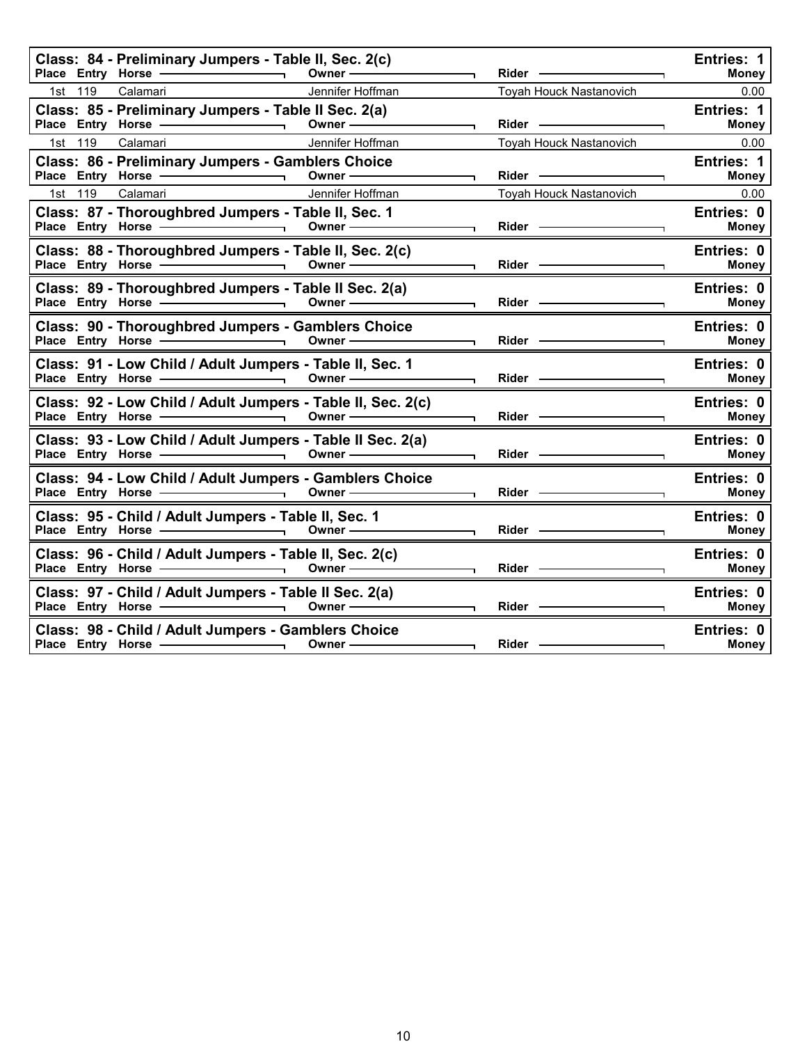### Class: 84 - Preliminary Jumpers - Table II, Sec. 2(c)

Entries: 1

| Place | Entry | Horse | Owner | Rider | Money |
|---|---|---|---|---|---|
| 1st | 119 | Calamari | Jennifer Hoffman | Toyah Houck Nastanovich | 0.00 |

### Class: 85 - Preliminary Jumpers - Table II Sec. 2(a)

Entries: 1

| Place | Entry | Horse | Owner | Rider | Money |
|---|---|---|---|---|---|
| 1st | 119 | Calamari | Jennifer Hoffman | Toyah Houck Nastanovich | 0.00 |

### Class: 86 - Preliminary Jumpers - Gamblers Choice

Entries: 1

| Place | Entry | Horse | Owner | Rider | Money |
|---|---|---|---|---|---|
| 1st | 119 | Calamari | Jennifer Hoffman | Toyah Houck Nastanovich | 0.00 |

### Class: 87 - Thoroughbred Jumpers - Table II, Sec. 1

Entries: 0

| Place | Entry | Horse | Owner | Rider | Money |
|---|---|---|---|---|---|

### Class: 88 - Thoroughbred Jumpers - Table II, Sec. 2(c)

Entries: 0

| Place | Entry | Horse | Owner | Rider | Money |
|---|---|---|---|---|---|

### Class: 89 - Thoroughbred Jumpers - Table II Sec. 2(a)

Entries: 0

| Place | Entry | Horse | Owner | Rider | Money |
|---|---|---|---|---|---|

### Class: 90 - Thoroughbred Jumpers - Gamblers Choice

Entries: 0

| Place | Entry | Horse | Owner | Rider | Money |
|---|---|---|---|---|---|

### Class: 91 - Low Child / Adult Jumpers - Table II, Sec. 1

Entries: 0

| Place | Entry | Horse | Owner | Rider | Money |
|---|---|---|---|---|---|

### Class: 92 - Low Child / Adult Jumpers - Table II, Sec. 2(c)

Entries: 0

| Place | Entry | Horse | Owner | Rider | Money |
|---|---|---|---|---|---|

### Class: 93 - Low Child / Adult Jumpers - Table II Sec. 2(a)

Entries: 0

| Place | Entry | Horse | Owner | Rider | Money |
|---|---|---|---|---|---|

### Class: 94 - Low Child / Adult Jumpers - Gamblers Choice

Entries: 0

| Place | Entry | Horse | Owner | Rider | Money |
|---|---|---|---|---|---|

### Class: 95 - Child / Adult Jumpers - Table II, Sec. 1

Entries: 0

| Place | Entry | Horse | Owner | Rider | Money |
|---|---|---|---|---|---|

### Class: 96 - Child / Adult Jumpers - Table II, Sec. 2(c)

Entries: 0

| Place | Entry | Horse | Owner | Rider | Money |
|---|---|---|---|---|---|

### Class: 97 - Child / Adult Jumpers - Table II Sec. 2(a)

Entries: 0

| Place | Entry | Horse | Owner | Rider | Money |
|---|---|---|---|---|---|

### Class: 98 - Child / Adult Jumpers - Gamblers Choice

Entries: 0

| Place | Entry | Horse | Owner | Rider | Money |
|---|---|---|---|---|---|